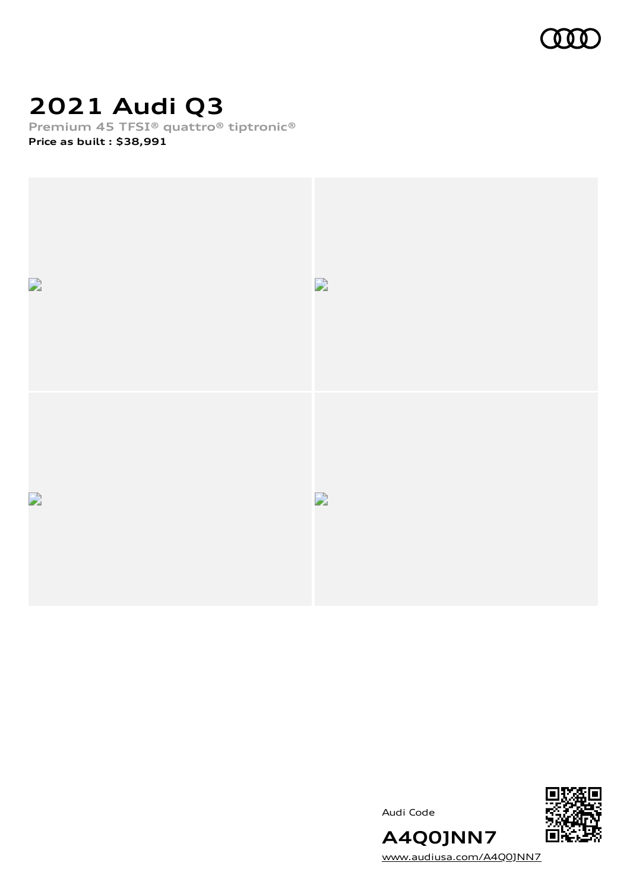# 2021 Audi Q3

**Premium 45 TFSI® quattro® tiptronic®**

**Price as built : $38,991**

Audi Code

**A4Q0JNN7**

www.audiusa.com/A4Q0JNN7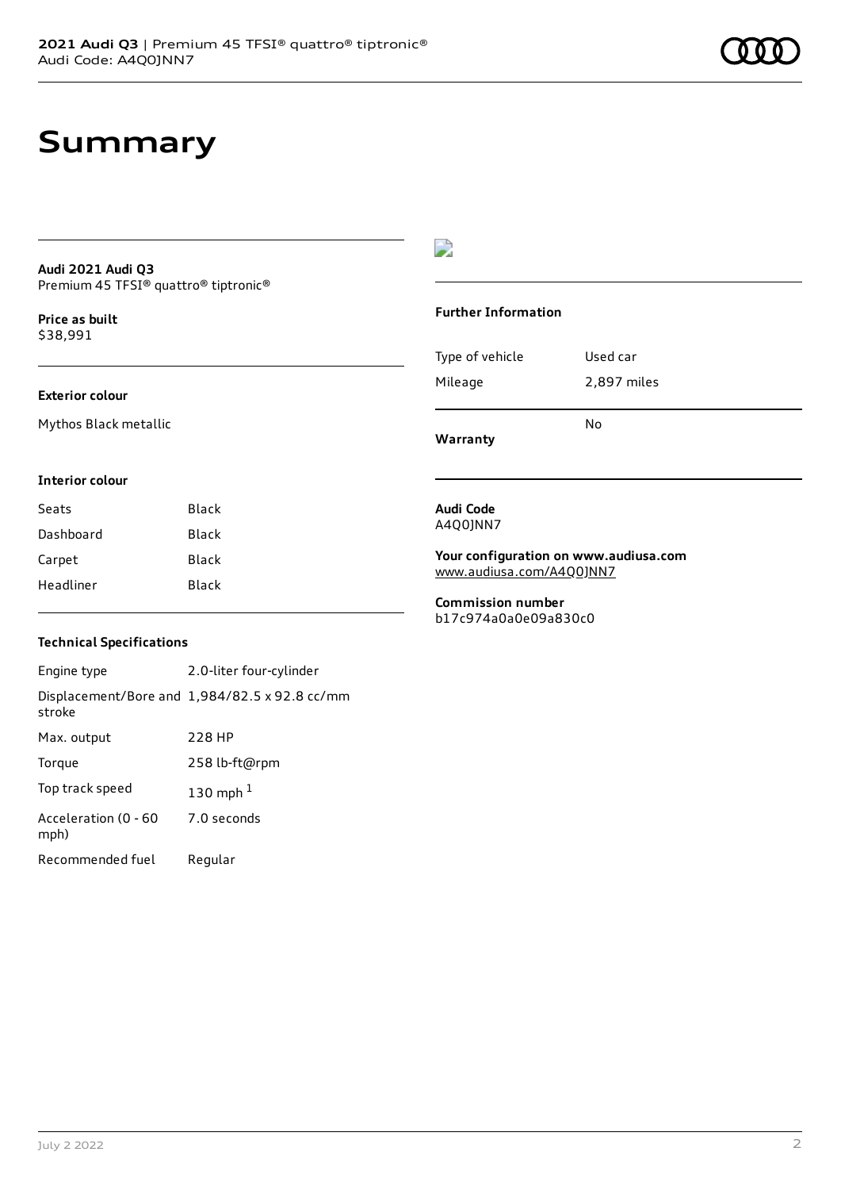# Summary

**Audi 2021 Audi Q3**
Premium 45 TFSI® quattro® tiptronic®

**Price as built**
$38,991

### Exterior colour

Mythos Black metallic

### Interior colour

| | |
|---|---|
| Seats | Black |
| Dashboard | Black |
| Carpet | Black |
| Headliner | Black |

### Technical Specifications

| | |
|---|---|
| Engine type | 2.0-liter four-cylinder |
| Displacement/Bore and stroke | 1,984/82.5 x 92.8 cc/mm |
| Max. output | 228 HP |
| Torque | 258 lb-ft@rpm |
| Top track speed | 130 mph [1] |
| Acceleration (0 - 60 mph) | 7.0 seconds |
| Recommended fuel | Regular |

### Further Information

| | |
|---|---|
| Type of vehicle | Used car |
| Mileage | 2,897 miles |
| **Warranty** | No |

**Audi Code**
A4Q0JNN7

**Your configuration on www.audiusa.com**
www.audiusa.com/A4Q0JNN7

**Commission number**
b17c974a0a0e09a830c0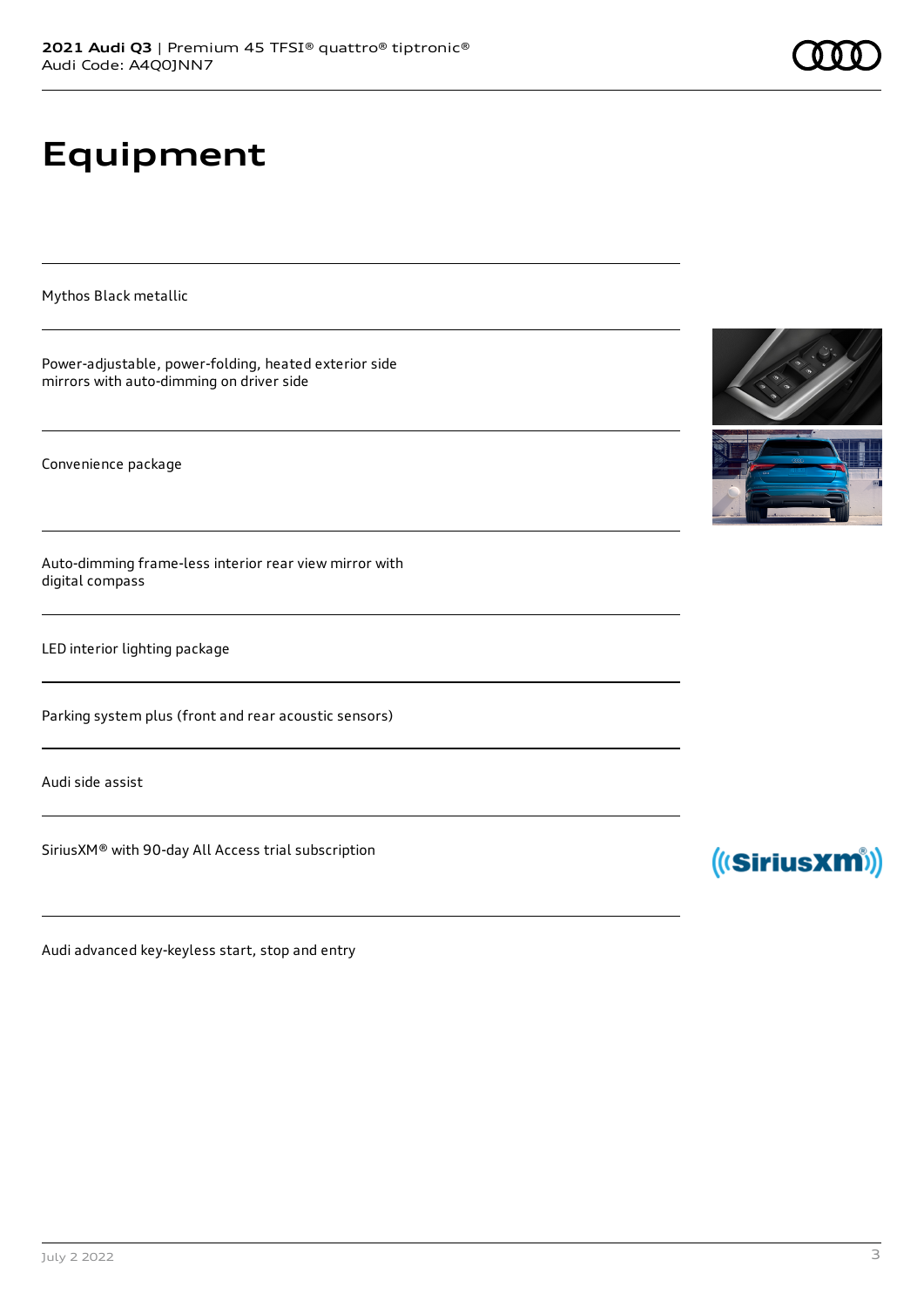# Equipment

Mythos Black metallic

Power-adjustable, power-folding, heated exterior side mirrors with auto-dimming on driver side

Convenience package

Auto-dimming frame-less interior rear view mirror with digital compass

LED interior lighting package

Parking system plus (front and rear acoustic sensors)

Audi side assist

SiriusXM® with 90-day All Access trial subscription

Audi advanced key-keyless start, stop and entry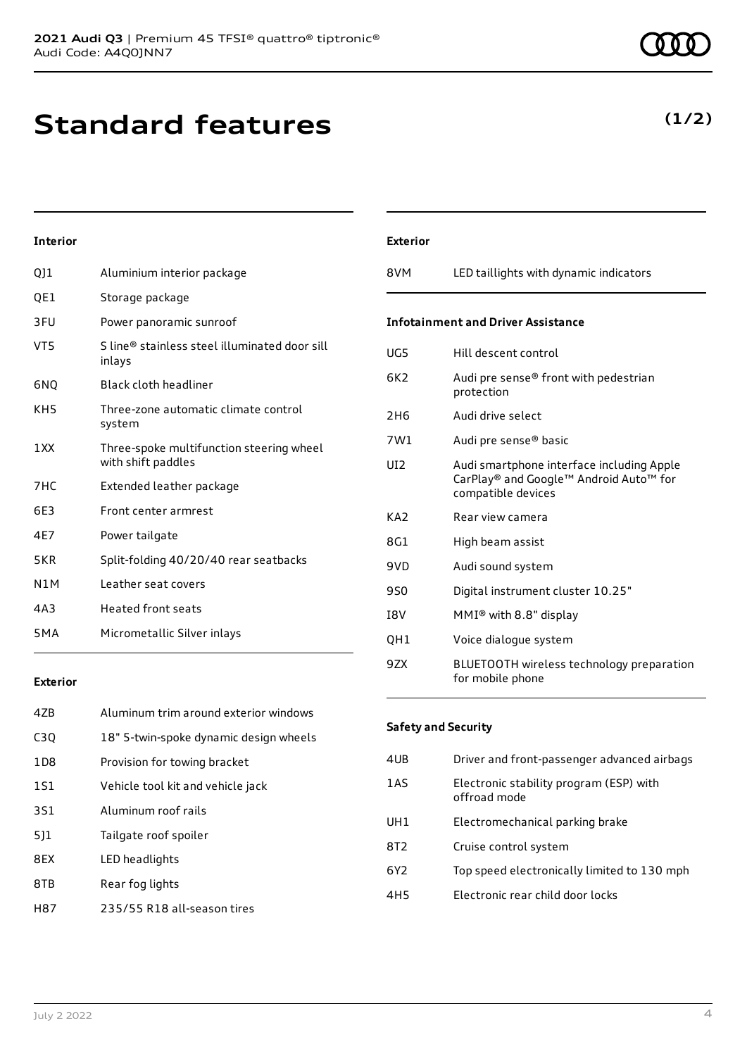# Standard features

**(1/2)**

### Interior

| | |
|---|---|
| QJ1 | Aluminium interior package |
| QE1 | Storage package |
| 3FU | Power panoramic sunroof |
| VT5 | S line® stainless steel illuminated door sill inlays |
| 6NQ | Black cloth headliner |
| KH5 | Three-zone automatic climate control system |
| 1XX | Three-spoke multifunction steering wheel with shift paddles |
| 7HC | Extended leather package |
| 6E3 | Front center armrest |
| 4E7 | Power tailgate |
| 5KR | Split-folding 40/20/40 rear seatbacks |
| N1M | Leather seat covers |
| 4A3 | Heated front seats |
| 5MA | Micrometallic Silver inlays |

### Exterior

| | |
|---|---|
| 4ZB | Aluminum trim around exterior windows |
| C3Q | 18" 5-twin-spoke dynamic design wheels |
| 1D8 | Provision for towing bracket |
| 1S1 | Vehicle tool kit and vehicle jack |
| 3S1 | Aluminum roof rails |
| 5J1 | Tailgate roof spoiler |
| 8EX | LED headlights |
| 8TB | Rear fog lights |
| H87 | 235/55 R18 all-season tires |
| 8VM | LED taillights with dynamic indicators |

### Infotainment and Driver Assistance

| | |
|---|---|
| UG5 | Hill descent control |
| 6K2 | Audi pre sense® front with pedestrian protection |
| 2H6 | Audi drive select |
| 7W1 | Audi pre sense® basic |
| UI2 | Audi smartphone interface including Apple CarPlay® and Google™ Android Auto™ for compatible devices |
| KA2 | Rear view camera |
| 8G1 | High beam assist |
| 9VD | Audi sound system |
| 9S0 | Digital instrument cluster 10.25" |
| I8V | MMI® with 8.8" display |
| QH1 | Voice dialogue system |
| 9ZX | BLUETOOTH wireless technology preparation for mobile phone |

### Safety and Security

| | |
|---|---|
| 4UB | Driver and front-passenger advanced airbags |
| 1AS | Electronic stability program (ESP) with offroad mode |
| UH1 | Electromechanical parking brake |
| 8T2 | Cruise control system |
| 6Y2 | Top speed electronically limited to 130 mph |
| 4H5 | Electronic rear child door locks |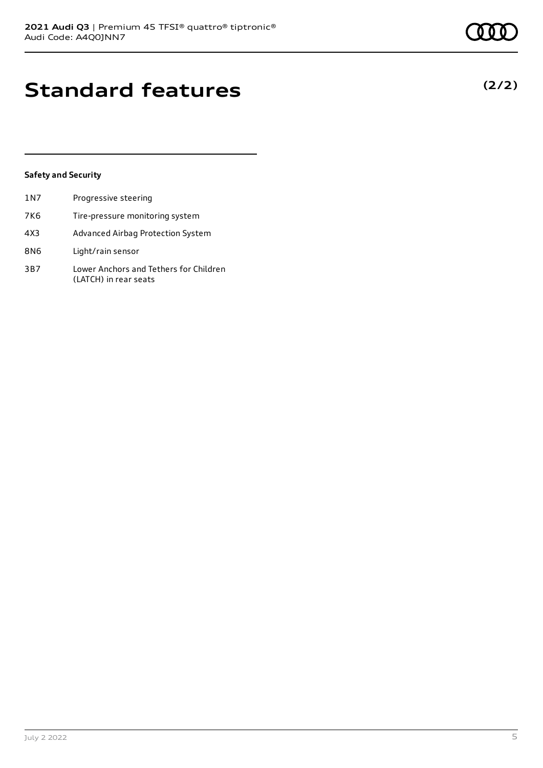# Standard features

**(2/2)**

### Safety and Security

| | |
|---|---|
| 1N7 | Progressive steering |
| 7K6 | Tire-pressure monitoring system |
| 4X3 | Advanced Airbag Protection System |
| 8N6 | Light/rain sensor |
| 3B7 | Lower Anchors and Tethers for Children (LATCH) in rear seats |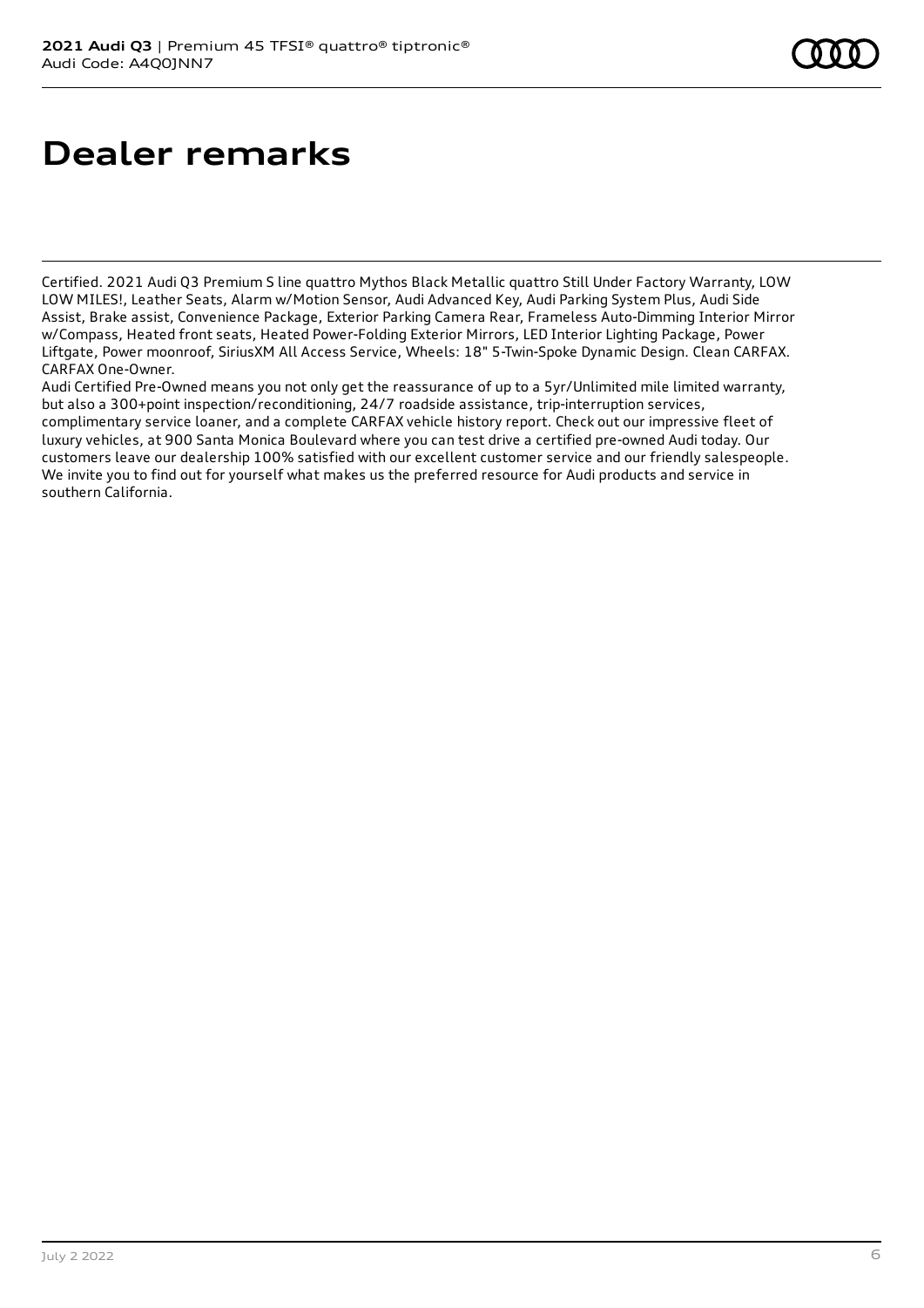# Dealer remarks

Certified. 2021 Audi Q3 Premium S line quattro Mythos Black Metallic quattro Still Under Factory Warranty, LOW LOW MILES!, Leather Seats, Alarm w/Motion Sensor, Audi Advanced Key, Audi Parking System Plus, Audi Side Assist, Brake assist, Convenience Package, Exterior Parking Camera Rear, Frameless Auto-Dimming Interior Mirror w/Compass, Heated front seats, Heated Power-Folding Exterior Mirrors, LED Interior Lighting Package, Power Liftgate, Power moonroof, SiriusXM All Access Service, Wheels: 18" 5-Twin-Spoke Dynamic Design. Clean CARFAX. CARFAX One-Owner.

Audi Certified Pre-Owned means you not only get the reassurance of up to a 5yr/Unlimited mile limited warranty, but also a 300+point inspection/reconditioning, 24/7 roadside assistance, trip-interruption services, complimentary service loaner, and a complete CARFAX vehicle history report. Check out our impressive fleet of luxury vehicles, at 900 Santa Monica Boulevard where you can test drive a certified pre-owned Audi today. Our customers leave our dealership 100% satisfied with our excellent customer service and our friendly salespeople. We invite you to find out for yourself what makes us the preferred resource for Audi products and service in southern California.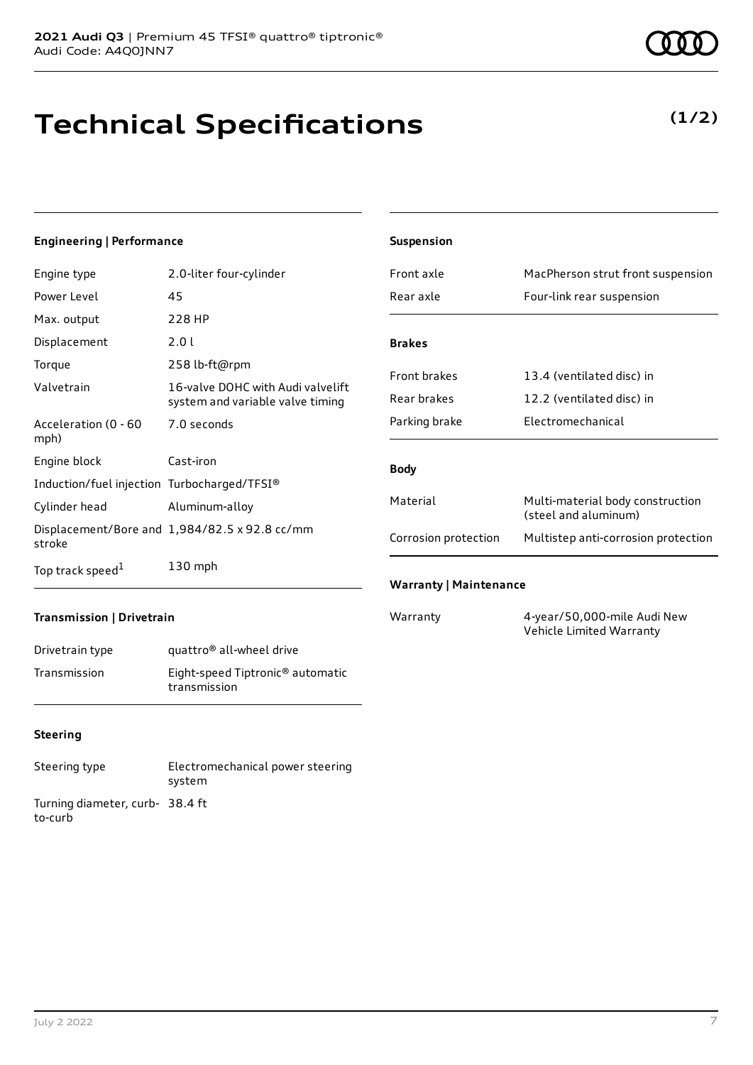# Technical Specifications

**(1/2)**

### Engineering | Performance

| | |
|---|---|
| Engine type | 2.0-liter four-cylinder |
| Power Level | 45 |
| Max. output | 228 HP |
| Displacement | 2.0 l |
| Torque | 258 lb-ft@rpm |
| Valvetrain | 16-valve DOHC with Audi valvelift system and variable valve timing |
| Acceleration (0 - 60 mph) | 7.0 seconds |
| Engine block | Cast-iron |
| Induction/fuel injection | Turbocharged/TFSI® |
| Cylinder head | Aluminum-alloy |
| Displacement/Bore and stroke | 1,984/82.5 x 92.8 cc/mm |
| Top track speed[1] | 130 mph |

### Transmission | Drivetrain

| | |
|---|---|
| Drivetrain type | quattro® all-wheel drive |
| Transmission | Eight-speed Tiptronic® automatic transmission |

### Steering

| | |
|---|---|
| Steering type | Electromechanical power steering system |
| Turning diameter, curb-to-curb | 38.4 ft |

### Suspension

| | |
|---|---|
| Front axle | MacPherson strut front suspension |
| Rear axle | Four-link rear suspension |

### Brakes

| | |
|---|---|
| Front brakes | 13.4 (ventilated disc) in |
| Rear brakes | 12.2 (ventilated disc) in |
| Parking brake | Electromechanical |

### Body

| | |
|---|---|
| Material | Multi-material body construction (steel and aluminum) |
| Corrosion protection | Multistep anti-corrosion protection |

### Warranty | Maintenance

| | |
|---|---|
| Warranty | 4-year/50,000-mile Audi New Vehicle Limited Warranty |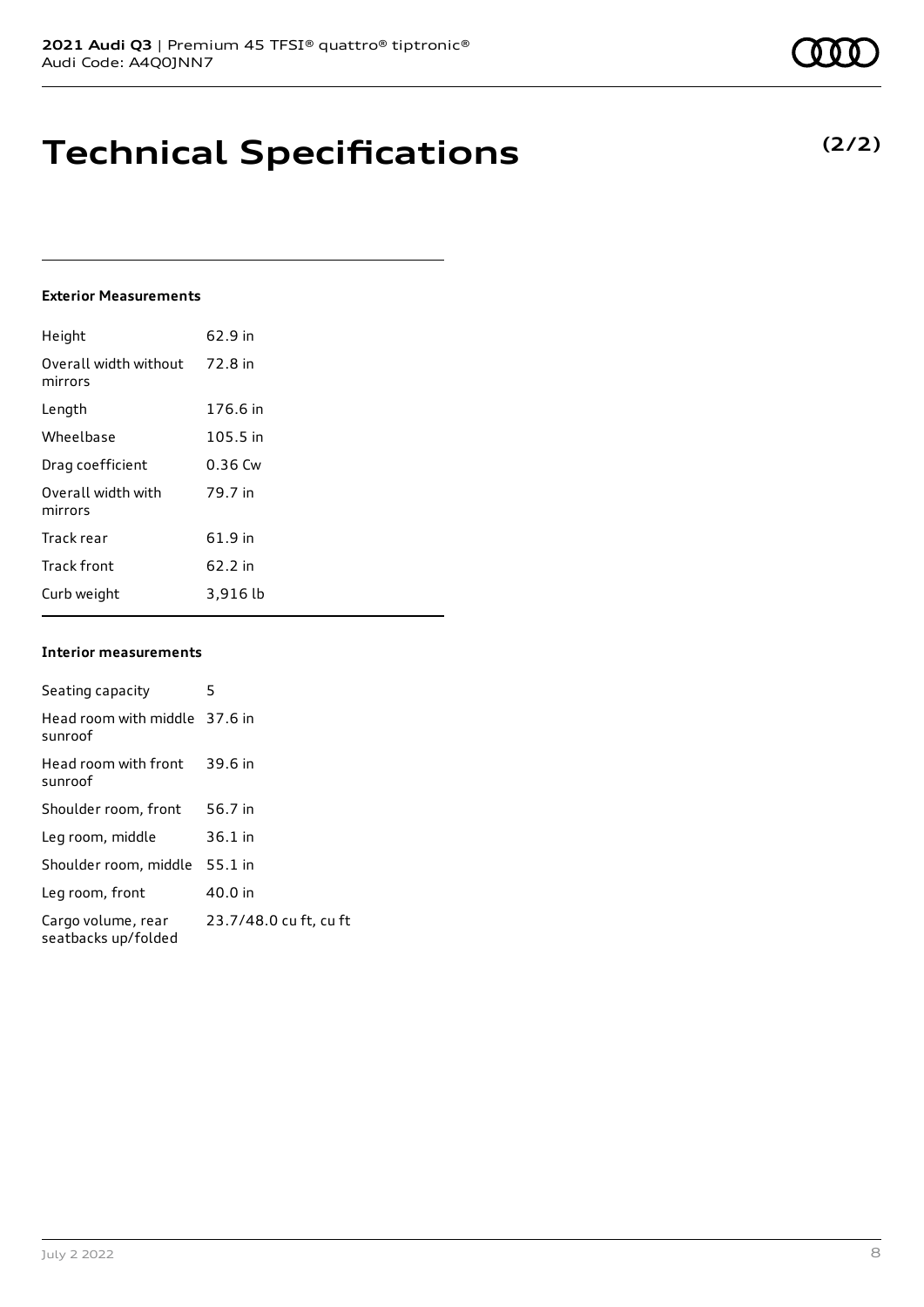# Technical Specifications

**(2/2)**

### Exterior Measurements

| | |
|---|---|
| Height | 62.9 in |
| Overall width without mirrors | 72.8 in |
| Length | 176.6 in |
| Wheelbase | 105.5 in |
| Drag coefficient | 0.36 Cw |
| Overall width with mirrors | 79.7 in |
| Track rear | 61.9 in |
| Track front | 62.2 in |
| Curb weight | 3,916 lb |

### Interior measurements

| | |
|---|---|
| Seating capacity | 5 |
| Head room with middle sunroof | 37.6 in |
| Head room with front sunroof | 39.6 in |
| Shoulder room, front | 56.7 in |
| Leg room, middle | 36.1 in |
| Shoulder room, middle | 55.1 in |
| Leg room, front | 40.0 in |
| Cargo volume, rear seatbacks up/folded | 23.7/48.0 cu ft, cu ft |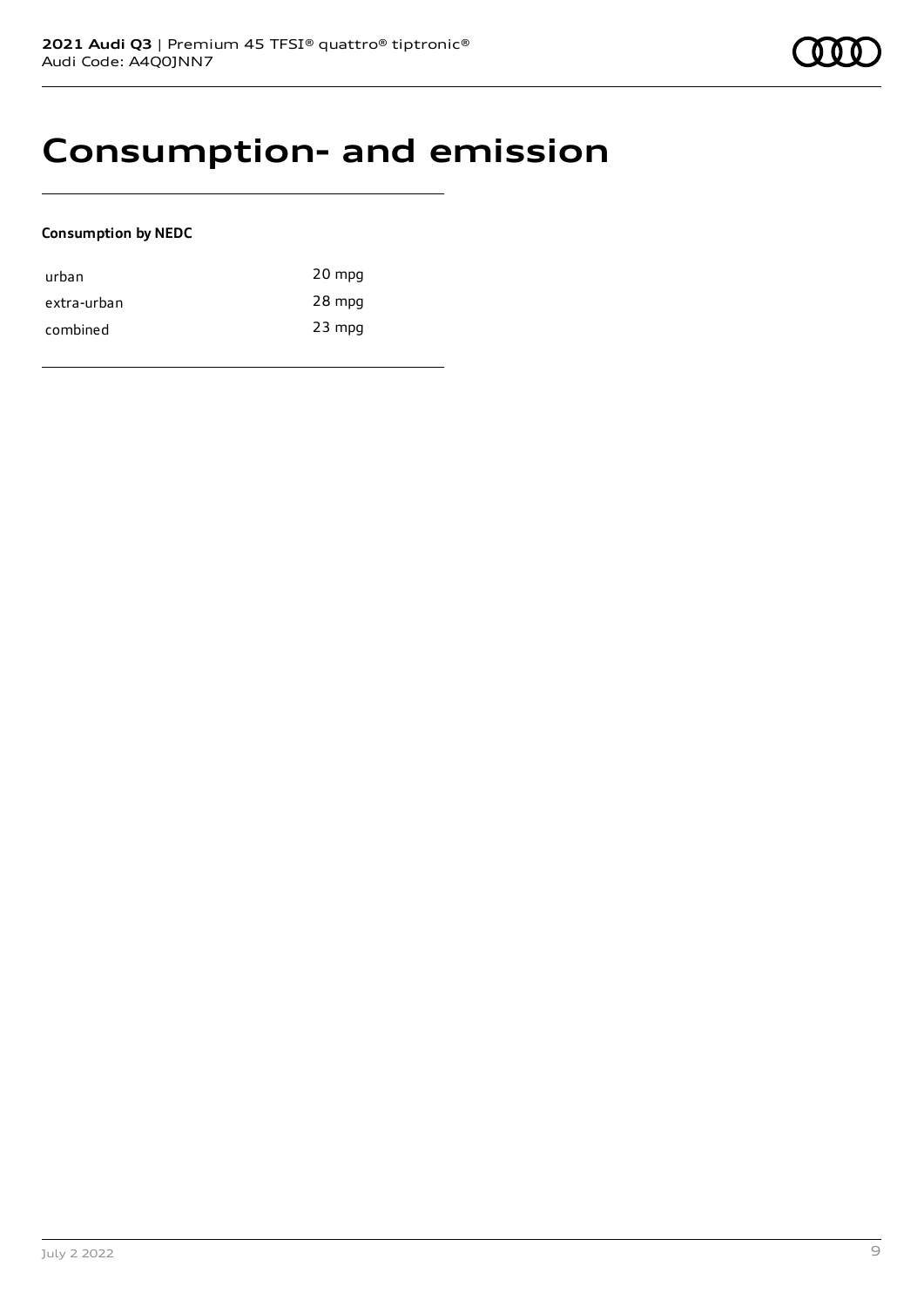# Consumption- and emission

**Consumption by NEDC**

| | |
|---|---|
| urban | 20 mpg |
| extra-urban | 28 mpg |
| combined | 23 mpg |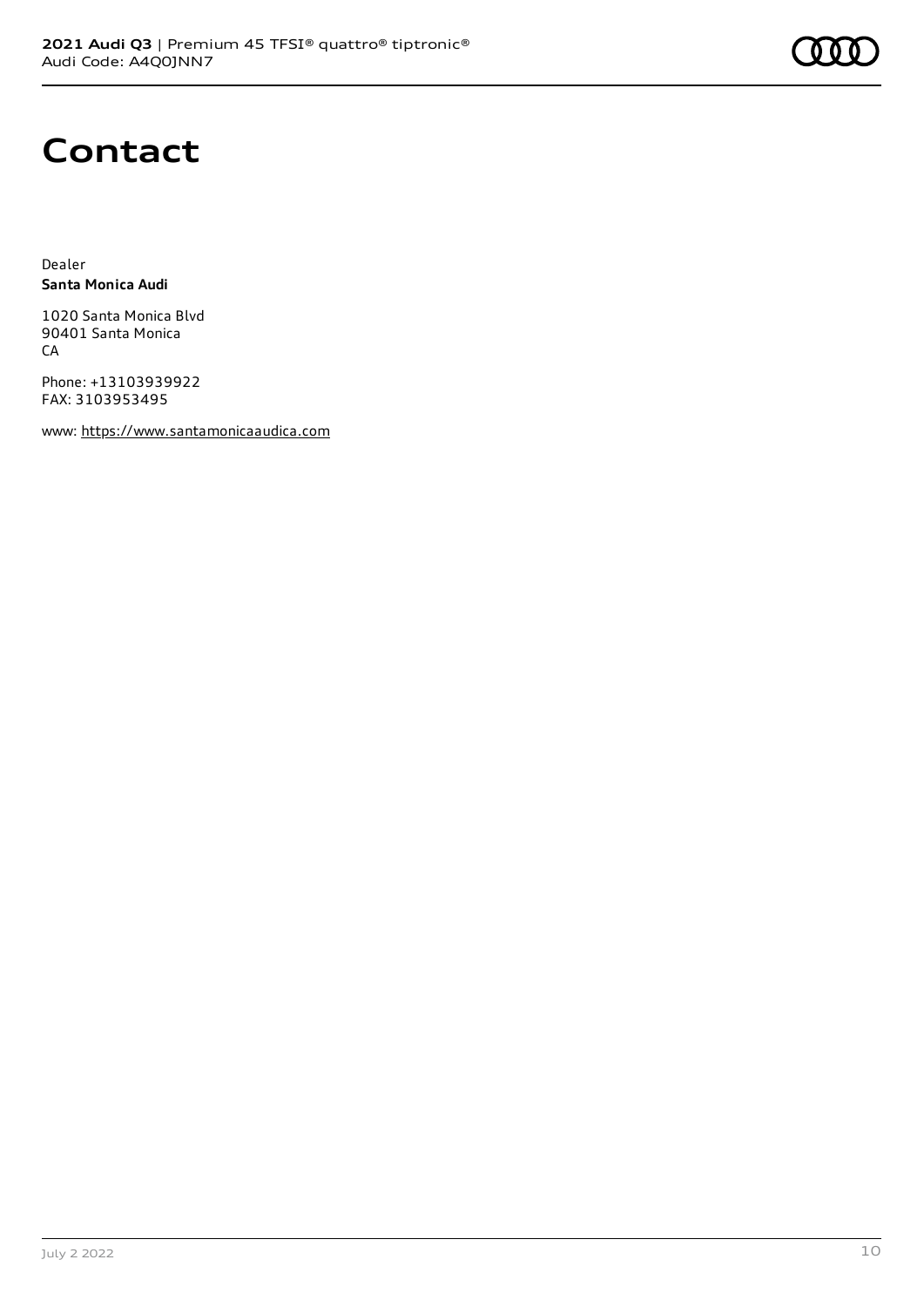# Contact

Dealer
**Santa Monica Audi**

1020 Santa Monica Blvd
90401 Santa Monica
CA

Phone: +13103939922
FAX: 3103953495

www: https://www.santamonicaaudica.com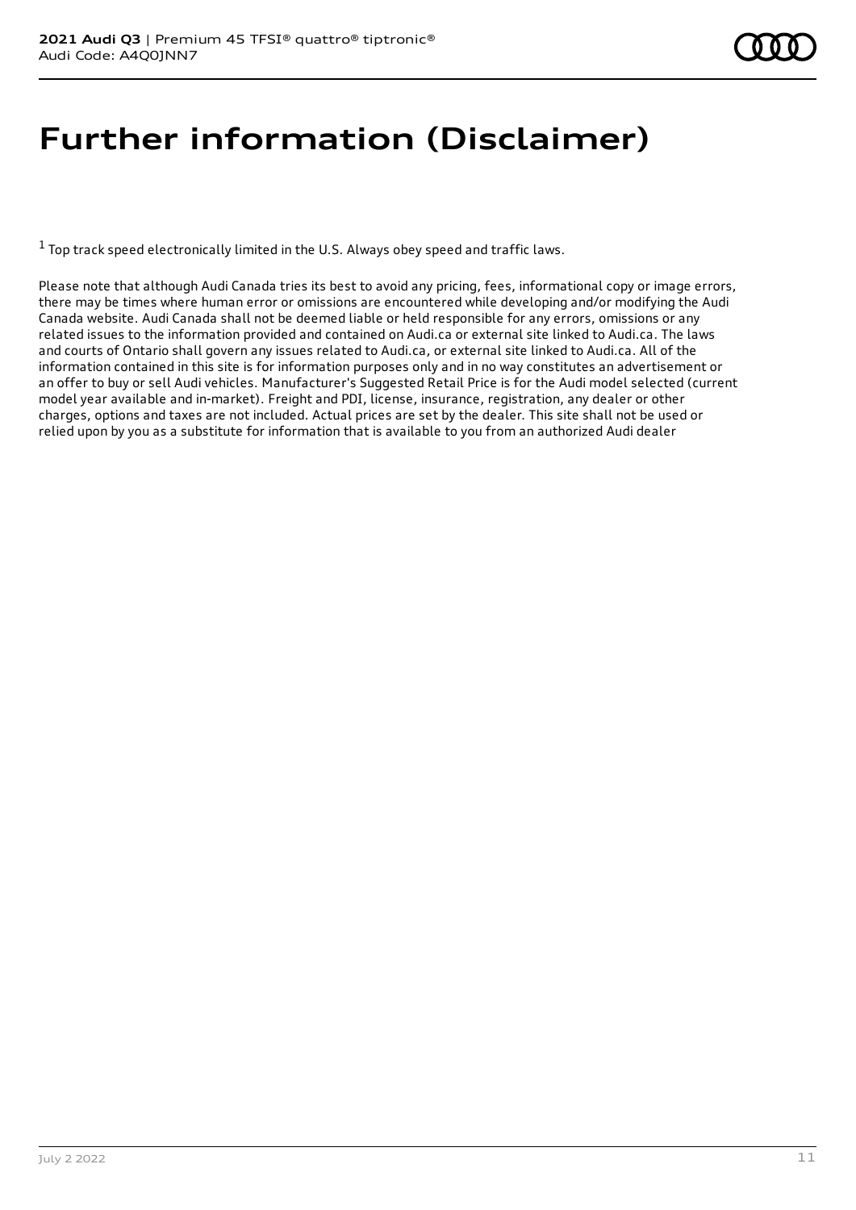# Further information (Disclaimer)

[1] Top track speed electronically limited in the U.S. Always obey speed and traffic laws.

Please note that although Audi Canada tries its best to avoid any pricing, fees, informational copy or image errors, there may be times where human error or omissions are encountered while developing and/or modifying the Audi Canada website. Audi Canada shall not be deemed liable or held responsible for any errors, omissions or any related issues to the information provided and contained on Audi.ca or external site linked to Audi.ca. The laws and courts of Ontario shall govern any issues related to Audi.ca, or external site linked to Audi.ca. All of the information contained in this site is for information purposes only and in no way constitutes an advertisement or an offer to buy or sell Audi vehicles. Manufacturer's Suggested Retail Price is for the Audi model selected (current model year available and in-market). Freight and PDI, license, insurance, registration, any dealer or other charges, options and taxes are not included. Actual prices are set by the dealer. This site shall not be used or relied upon by you as a substitute for information that is available to you from an authorized Audi dealer